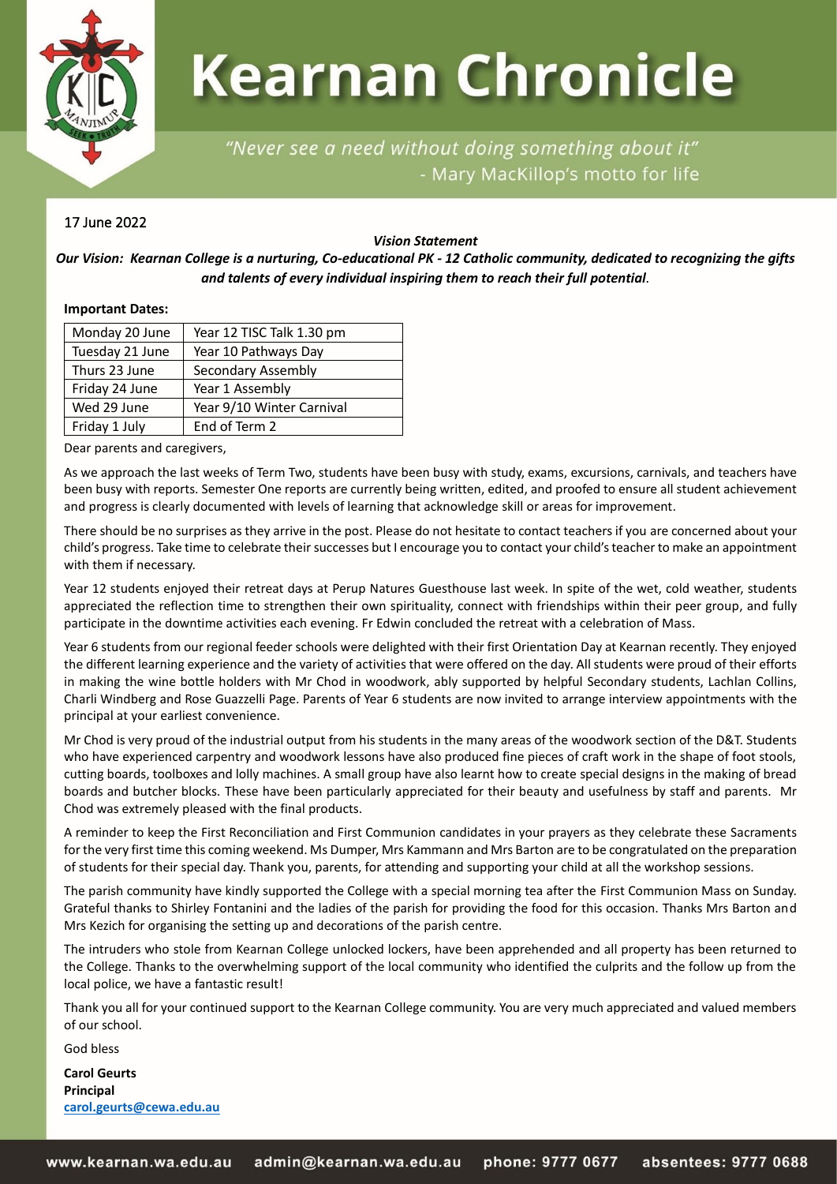# Kearnan Chronicle

*"Never see a need without doing something about it"*
- Mary MacKillop's motto for life

17 June 2022

***Vision Statement***

***Our Vision: Kearnan College is a nurturing, Co-educational PK - 12 Catholic community, dedicated to recognizing the gifts and talents of every individual inspiring them to reach their full potential.***

**Important Dates:**

| | |
|---|---|
| Monday 20 June | Year 12 TISC Talk 1.30 pm |
| Tuesday 21 June | Year 10 Pathways Day |
| Thurs 23 June | Secondary Assembly |
| Friday 24 June | Year 1 Assembly |
| Wed 29 June | Year 9/10 Winter Carnival |
| Friday 1 July | End of Term 2 |

Dear parents and caregivers,

As we approach the last weeks of Term Two, students have been busy with study, exams, excursions, carnivals, and teachers have been busy with reports. Semester One reports are currently being written, edited, and proofed to ensure all student achievement and progress is clearly documented with levels of learning that acknowledge skill or areas for improvement.

There should be no surprises as they arrive in the post. Please do not hesitate to contact teachers if you are concerned about your child's progress. Take time to celebrate their successes but I encourage you to contact your child's teacher to make an appointment with them if necessary.

Year 12 students enjoyed their retreat days at Perup Natures Guesthouse last week. In spite of the wet, cold weather, students appreciated the reflection time to strengthen their own spirituality, connect with friendships within their peer group, and fully participate in the downtime activities each evening. Fr Edwin concluded the retreat with a celebration of Mass.

Year 6 students from our regional feeder schools were delighted with their first Orientation Day at Kearnan recently. They enjoyed the different learning experience and the variety of activities that were offered on the day. All students were proud of their efforts in making the wine bottle holders with Mr Chod in woodwork, ably supported by helpful Secondary students, Lachlan Collins, Charli Windberg and Rose Guazzelli Page. Parents of Year 6 students are now invited to arrange interview appointments with the principal at your earliest convenience.

Mr Chod is very proud of the industrial output from his students in the many areas of the woodwork section of the D&T. Students who have experienced carpentry and woodwork lessons have also produced fine pieces of craft work in the shape of foot stools, cutting boards, toolboxes and lolly machines. A small group have also learnt how to create special designs in the making of bread boards and butcher blocks. These have been particularly appreciated for their beauty and usefulness by staff and parents. Mr Chod was extremely pleased with the final products.

A reminder to keep the First Reconciliation and First Communion candidates in your prayers as they celebrate these Sacraments for the very first time this coming weekend. Ms Dumper, Mrs Kammann and Mrs Barton are to be congratulated on the preparation of students for their special day. Thank you, parents, for attending and supporting your child at all the workshop sessions.

The parish community have kindly supported the College with a special morning tea after the First Communion Mass on Sunday. Grateful thanks to Shirley Fontanini and the ladies of the parish for providing the food for this occasion. Thanks Mrs Barton and Mrs Kezich for organising the setting up and decorations of the parish centre.

The intruders who stole from Kearnan College unlocked lockers, have been apprehended and all property has been returned to the College. Thanks to the overwhelming support of the local community who identified the culprits and the follow up from the local police, we have a fantastic result!

Thank you all for your continued support to the Kearnan College community. You are very much appreciated and valued members of our school.

God bless

**Carol Geurts**
**Principal**
**carol.geurts@cewa.edu.au**

www.kearnan.wa.edu.au admin@kearnan.wa.edu.au phone: 9777 0677 absentees: 9777 0688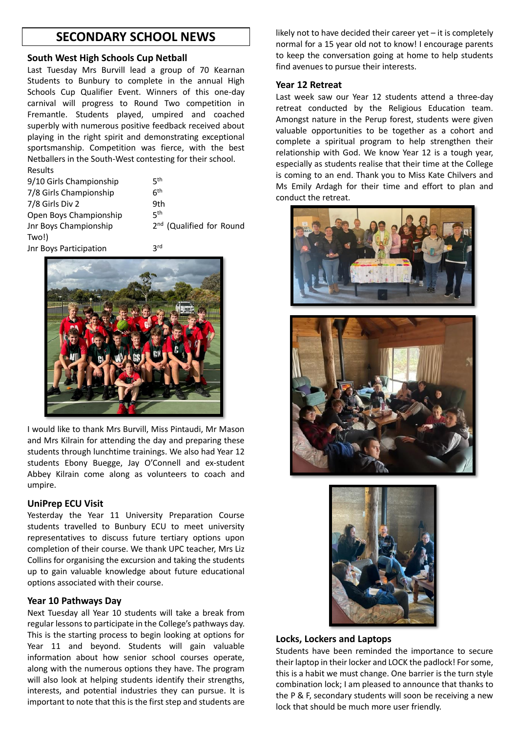# SECONDARY SCHOOL NEWS

## South West High Schools Cup Netball

Last Tuesday Mrs Burvill lead a group of 70 Kearnan Students to Bunbury to complete in the annual High Schools Cup Qualifier Event. Winners of this one-day carnival will progress to Round Two competition in Fremantle. Students played, umpired and coached superbly with numerous positive feedback received about playing in the right spirit and demonstrating exceptional sportsmanship. Competition was fierce, with the best Netballers in the South-West contesting for their school.

Results

| | |
|---|---|
| 9/10 Girls Championship | 5th |
| 7/8 Girls Championship | 6th |
| 7/8 Girls Div 2 | 9th |
| Open Boys Championship | 5th |
| Jnr Boys Championship | 2nd (Qualified for Round Two!) |
| Jnr Boys Participation | 3rd |

I would like to thank Mrs Burvill, Miss Pintaudi, Mr Mason and Mrs Kilrain for attending the day and preparing these students through lunchtime trainings. We also had Year 12 students Ebony Buegge, Jay O'Connell and ex-student Abbey Kilrain come along as volunteers to coach and umpire.

## UniPrep ECU Visit

Yesterday the Year 11 University Preparation Course students travelled to Bunbury ECU to meet university representatives to discuss future tertiary options upon completion of their course. We thank UPC teacher, Mrs Liz Collins for organising the excursion and taking the students up to gain valuable knowledge about future educational options associated with their course.

## Year 10 Pathways Day

Next Tuesday all Year 10 students will take a break from regular lessons to participate in the College's pathways day. This is the starting process to begin looking at options for Year 11 and beyond. Students will gain valuable information about how senior school courses operate, along with the numerous options they have. The program will also look at helping students identify their strengths, interests, and potential industries they can pursue. It is important to note that this is the first step and students are likely not to have decided their career yet – it is completely normal for a 15 year old not to know! I encourage parents to keep the conversation going at home to help students find avenues to pursue their interests.

## Year 12 Retreat

Last week saw our Year 12 students attend a three-day retreat conducted by the Religious Education team. Amongst nature in the Perup forest, students were given valuable opportunities to be together as a cohort and complete a spiritual program to help strengthen their relationship with God. We know Year 12 is a tough year, especially as students realise that their time at the College is coming to an end. Thank you to Miss Kate Chilvers and Ms Emily Ardagh for their time and effort to plan and conduct the retreat.

## Locks, Lockers and Laptops

Students have been reminded the importance to secure their laptop in their locker and LOCK the padlock! For some, this is a habit we must change. One barrier is the turn style combination lock; I am pleased to announce that thanks to the P & F, secondary students will soon be receiving a new lock that should be much more user friendly.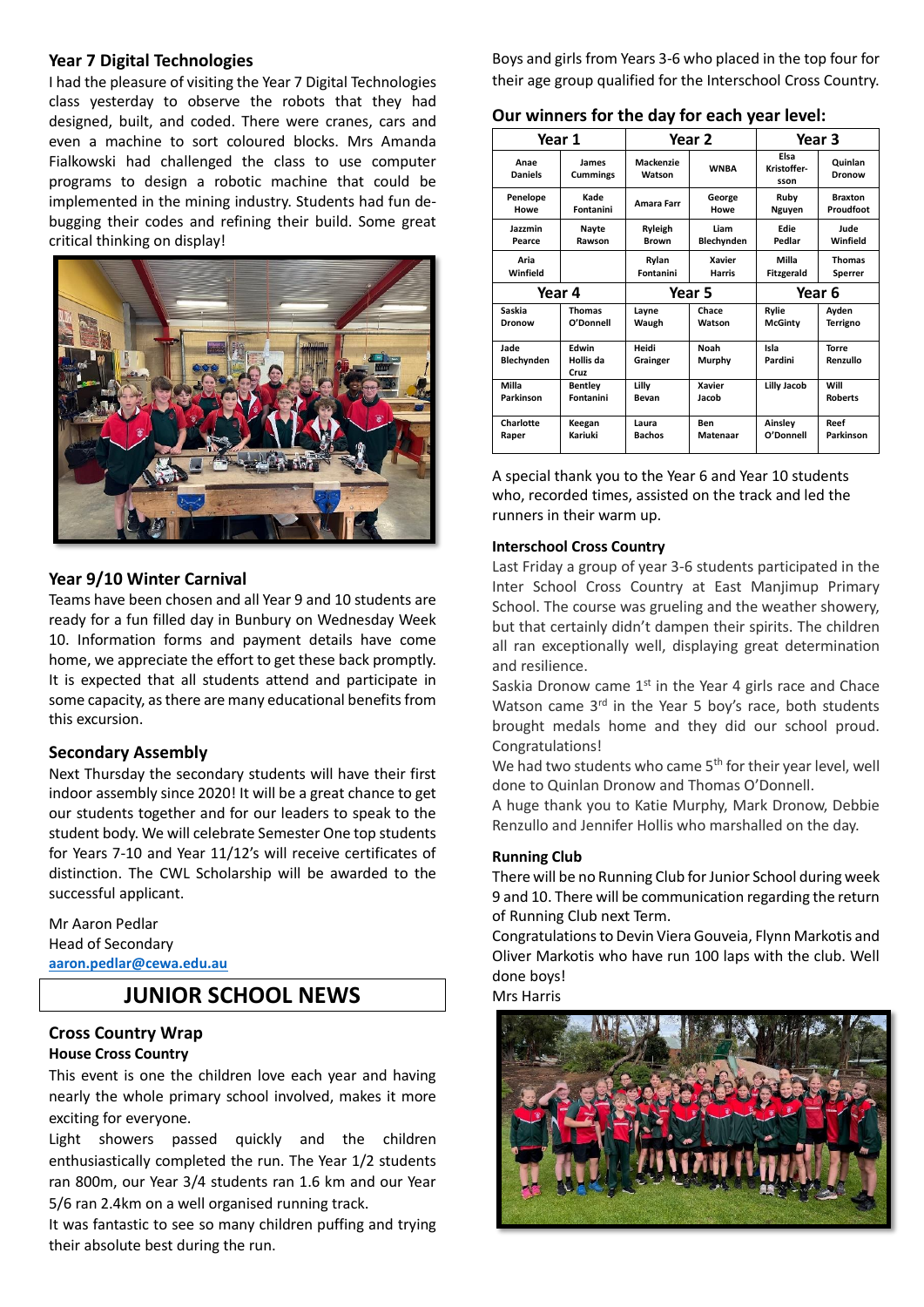## Year 7 Digital Technologies

I had the pleasure of visiting the Year 7 Digital Technologies class yesterday to observe the robots that they had designed, built, and coded. There were cranes, cars and even a machine to sort coloured blocks. Mrs Amanda Fialkowski had challenged the class to use computer programs to design a robotic machine that could be implemented in the mining industry. Students had fun de-bugging their codes and refining their build. Some great critical thinking on display!

## Year 9/10 Winter Carnival

Teams have been chosen and all Year 9 and 10 students are ready for a fun filled day in Bunbury on Wednesday Week 10. Information forms and payment details have come home, we appreciate the effort to get these back promptly. It is expected that all students attend and participate in some capacity, as there are many educational benefits from this excursion.

## Secondary Assembly

Next Thursday the secondary students will have their first indoor assembly since 2020! It will be a great chance to get our students together and for our leaders to speak to the student body. We will celebrate Semester One top students for Years 7-10 and Year 11/12's will receive certificates of distinction. The CWL Scholarship will be awarded to the successful applicant.

Mr Aaron Pedlar
Head of Secondary
**aaron.pedlar@cewa.edu.au**

# JUNIOR SCHOOL NEWS

## Cross Country Wrap

### House Cross Country

This event is one the children love each year and having nearly the whole primary school involved, makes it more exciting for everyone.

Light showers passed quickly and the children enthusiastically completed the run. The Year 1/2 students ran 800m, our Year 3/4 students ran 1.6 km and our Year 5/6 ran 2.4km on a well organised running track.

It was fantastic to see so many children puffing and trying their absolute best during the run.

Boys and girls from Years 3-6 who placed in the top four for their age group qualified for the Interschool Cross Country.

### Our winners for the day for each year level:

| Year 1 | | Year 2 | | Year 3 | |
|---|---|---|---|---|---|
| Anae Daniels | James Cummings | Mackenzie Watson | WNBA | Elsa Kristoffersson | Quinlan Dronow |
| Penelope Howe | Kade Fontanini | Amara Farr | George Howe | Ruby Nguyen | Braxton Proudfoot |
| Jazzmin Pearce | Nayte Rawson | Ryleigh Brown | Liam Blechynden | Edie Pedlar | Jude Winfield |
| Aria Winfield | | Rylan Fontanini | Xavier Harris | Milla Fitzgerald | Thomas Sperrer |
| **Year 4** | | **Year 5** | | **Year 6** | |
| Saskia Dronow | Thomas O'Donnell | Layne Waugh | Chace Watson | Rylie McGinty | Ayden Terrigno |
| Jade Blechynden | Edwin Hollis da Cruz | Heidi Grainger | Noah Murphy | Isla Pardini | Torre Renzullo |
| Milla Parkinson | Bentley Fontanini | Lilly Bevan | Xavier Jacob | Lilly Jacob | Will Roberts |
| Charlotte Raper | Keegan Kariuki | Laura Bachos | Ben Matenaar | Ainsley O'Donnell | Reef Parkinson |

A special thank you to the Year 6 and Year 10 students who, recorded times, assisted on the track and led the runners in their warm up.

### Interschool Cross Country

Last Friday a group of year 3-6 students participated in the Inter School Cross Country at East Manjimup Primary School. The course was grueling and the weather showery, but that certainly didn't dampen their spirits. The children all ran exceptionally well, displaying great determination and resilience.

Saskia Dronow came 1st in the Year 4 girls race and Chace Watson came 3rd in the Year 5 boy's race, both students brought medals home and they did our school proud. Congratulations!

We had two students who came 5th for their year level, well done to Quinlan Dronow and Thomas O'Donnell.

A huge thank you to Katie Murphy, Mark Dronow, Debbie Renzullo and Jennifer Hollis who marshalled on the day.

### Running Club

There will be no Running Club for Junior School during week 9 and 10. There will be communication regarding the return of Running Club next Term.

Congratulations to Devin Viera Gouveia, Flynn Markotis and Oliver Markotis who have run 100 laps with the club. Well done boys!

Mrs Harris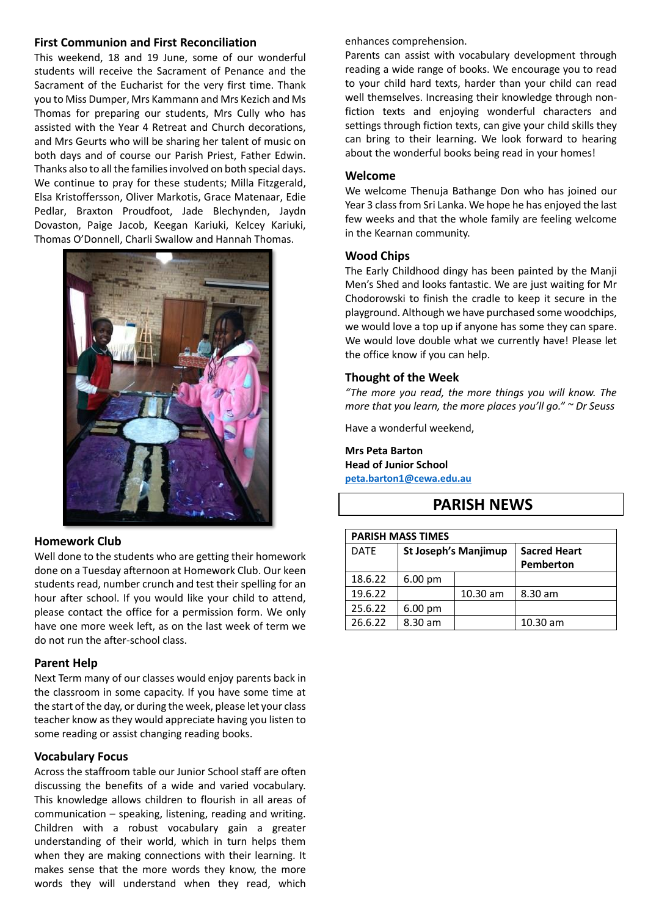### First Communion and First Reconciliation

This weekend, 18 and 19 June, some of our wonderful students will receive the Sacrament of Penance and the Sacrament of the Eucharist for the very first time. Thank you to Miss Dumper, Mrs Kammann and Mrs Kezich and Ms Thomas for preparing our students, Mrs Cully who has assisted with the Year 4 Retreat and Church decorations, and Mrs Geurts who will be sharing her talent of music on both days and of course our Parish Priest, Father Edwin. Thanks also to all the families involved on both special days. We continue to pray for these students; Milla Fitzgerald, Elsa Kristoffersson, Oliver Markotis, Grace Matenaar, Edie Pedlar, Braxton Proudfoot, Jade Blechynden, Jaydn Dovaston, Paige Jacob, Keegan Kariuki, Kelcey Kariuki, Thomas O'Donnell, Charli Swallow and Hannah Thomas.

### Homework Club

Well done to the students who are getting their homework done on a Tuesday afternoon at Homework Club. Our keen students read, number crunch and test their spelling for an hour after school. If you would like your child to attend, please contact the office for a permission form. We only have one more week left, as on the last week of term we do not run the after-school class.

### Parent Help

Next Term many of our classes would enjoy parents back in the classroom in some capacity. If you have some time at the start of the day, or during the week, please let your class teacher know as they would appreciate having you listen to some reading or assist changing reading books.

### Vocabulary Focus

Across the staffroom table our Junior School staff are often discussing the benefits of a wide and varied vocabulary. This knowledge allows children to flourish in all areas of communication – speaking, listening, reading and writing. Children with a robust vocabulary gain a greater understanding of their world, which in turn helps them when they are making connections with their learning. It makes sense that the more words they know, the more words they will understand when they read, which enhances comprehension.

Parents can assist with vocabulary development through reading a wide range of books. We encourage you to read to your child hard texts, harder than your child can read well themselves. Increasing their knowledge through non-fiction texts and enjoying wonderful characters and settings through fiction texts, can give your child skills they can bring to their learning. We look forward to hearing about the wonderful books being read in your homes!

### Welcome

We welcome Thenuja Bathange Don who has joined our Year 3 class from Sri Lanka. We hope he has enjoyed the last few weeks and that the whole family are feeling welcome in the Kearnan community.

### Wood Chips

The Early Childhood dingy has been painted by the Manji Men's Shed and looks fantastic. We are just waiting for Mr Chodorowski to finish the cradle to keep it secure in the playground. Although we have purchased some woodchips, we would love a top up if anyone has some they can spare. We would love double what we currently have! Please let the office know if you can help.

### Thought of the Week

*"The more you read, the more things you will know. The more that you learn, the more places you'll go." ~ Dr Seuss*

Have a wonderful weekend,

**Mrs Peta Barton**
**Head of Junior School**
**peta.barton1@cewa.edu.au**

## PARISH NEWS

| PARISH MASS TIMES | | | |
|---|---|---|---|
| DATE | St Joseph's Manjimup | | Sacred Heart Pemberton |
| 18.6.22 | 6.00 pm | | |
| 19.6.22 | | 10.30 am | 8.30 am |
| 25.6.22 | 6.00 pm | | |
| 26.6.22 | 8.30 am | | 10.30 am |